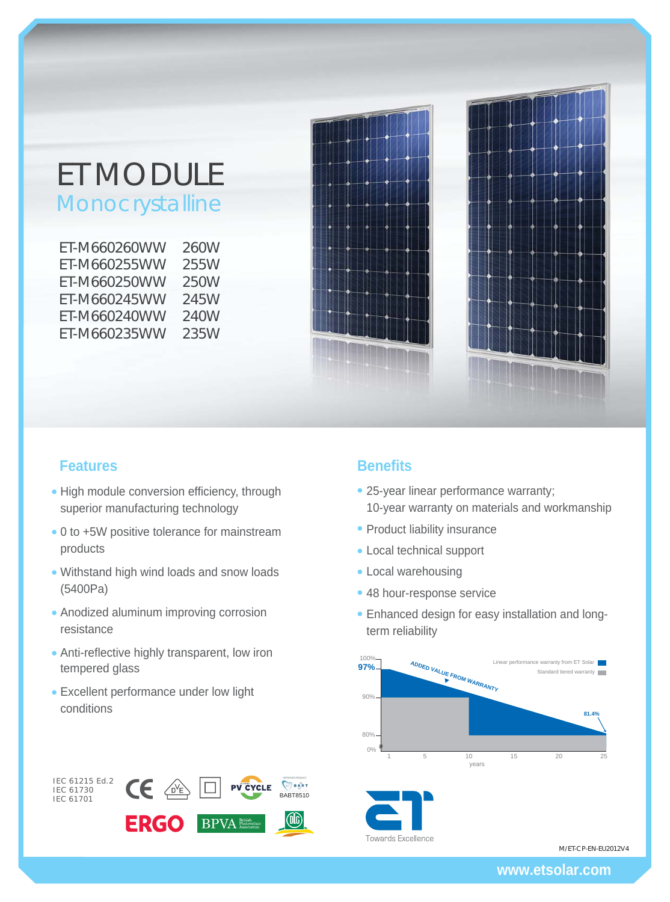# ET MODULE

## Monocrystalline

| | |
|---|---|
| ET-M660260WW | 260W |
| ET-M660255WW | 255W |
| ET-M660250WW | 250W |
| ET-M660245WW | 245W |
| ET-M660240WW | 240W |
| ET-M660235WW | 235W |

## Features

- High module conversion efficiency, through superior manufacturing technology
- 0 to +5W positive tolerance for mainstream products
- Withstand high wind loads and snow loads (5400Pa)
- Anodized aluminum improving corrosion resistance
- Anti-reflective highly transparent, low iron tempered glass
- Excellent performance under low light conditions

## Benefits

- 25-year linear performance warranty; 10-year warranty on materials and workmanship
- Product liability insurance
- Local technical support
- Local warehousing
- 48 hour-response service
- Enhanced design for easy installation and long-term reliability

100% 97% ADDED VALUE FROM WARRANTY 90% 80% 0% 81.4%

Linear performance warranty from ET Solar
Standard tiered warranty

1 5 10 15 20 25
years

IEC 61215 Ed.2
IEC 61730
IEC 61701

BABT8510

Towards Excellence

M/ET-CP-EN-EU2012V4

www.etsolar.com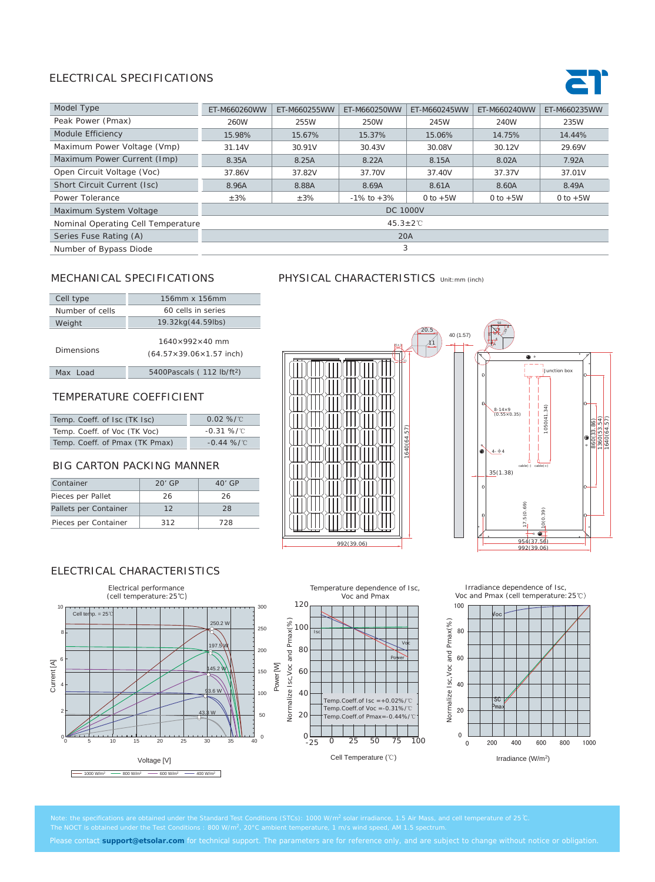## ELECTRICAL SPECIFICATIONS

| Model Type | ET-M660260WW | ET-M660255WW | ET-M660250WW | ET-M660245WW | ET-M660240WW | ET-M660235WW |
|---|---|---|---|---|---|---|
| Peak Power (Pmax) | 260W | 255W | 250W | 245W | 240W | 235W |
| Module Efficiency | 15.98% | 15.67% | 15.37% | 15.06% | 14.75% | 14.44% |
| Maximum Power Voltage (Vmp) | 31.14V | 30.91V | 30.43V | 30.08V | 30.12V | 29.69V |
| Maximum Power Current (Imp) | 8.35A | 8.25A | 8.22A | 8.15A | 8.02A | 7.92A |
| Open Circuit Voltage (Voc) | 37.86V | 37.82V | 37.70V | 37.40V | 37.37V | 37.01V |
| Short Circuit Current (Isc) | 8.96A | 8.88A | 8.69A | 8.61A | 8.60A | 8.49A |
| Power Tolerance | ±3% | ±3% | -1% to +3% | 0 to +5W | 0 to +5W | 0 to +5W |
| Maximum System Voltage | DC 1000V | | | | | |
| Nominal Operating Cell Temperature | 45.3±2℃ | | | | | |
| Series Fuse Rating (A) | 20A | | | | | |
| Number of Bypass Diode | 3 | | | | | |

## MECHANICAL SPECIFICATIONS

| | |
|---|---|
| Cell type | 156mm x 156mm |
| Number of cells | 60 cells in series |
| Weight | 19.32kg(44.59lbs) |
| Dimensions | 1640×992×40 mm (64.57×39.06×1.57 inch) |
| Max Load | 5400Pascals ( 112 lb/ft²) |

## PHYSICAL CHARACTERISTICS Unit:mm (inch)

20.5
11
40 (1.57)
Junction box
8-14×9 (0.55×0.35)
1050(41.34)
4-Φ4
cable(-) cable(+)
35(1.38)
17.5(0.69)
10(0.39)
1640(64.57)
860(33.86)
1360(53.54)
1640(64.57)
954(37.56)
992(39.06)
992(39.06)

## TEMPERATURE COEFFICIENT

| | |
|---|---|
| Temp. Coeff. of Isc (TK Isc) | 0.02 %/℃ |
| Temp. Coeff. of Voc (TK Voc) | -0.31 %/℃ |
| Temp. Coeff. of Pmax (TK Pmax) | -0.44 %/℃ |

## BIG CARTON PACKING MANNER

| Container | 20' GP | 40' GP |
|---|---|---|
| Pieces per Pallet | 26 | 26 |
| Pallets per Container | 12 | 28 |
| Pieces per Container | 312 | 728 |

## ELECTRICAL CHARACTERISTICS

Electrical performance (cell temperature: 25℃)

Cell temp. = 25℃
250.2 W
197.5 W
145.2 W
93.6 W
43.3 W
Current [A]
Power [W]
Voltage [V]
1000 W/m² 800 W/m² 600 W/m² 400 W/m²

Temperature dependence of Isc, Voc and Pmax

Isc
Voc
Power
Temp.Coeff.of Isc =+0.02%/℃
Temp.Coeff.of Voc =-0.31%/℃
Temp.Coeff.of Pmax=-0.44%/℃
Normalize Isc,Voc and Pmax(%)
Cell Temperature (℃)

Irradiance dependence of Isc, Voc and Pmax (cell temperature: 25℃)

Voc
ISC
Pmax
Normalize Isc,Voc and Pmax(%)
Irradiance (W/m²)

Note: the specifications are obtained under the Standard Test Conditions (STCs): 1000 W/m² solar irradiance, 1.5 Air Mass, and cell temperature of 25 ℃.
The NOCT is obtained under the Test Conditions : 800 W/m², 20°C ambient temperature, 1 m/s wind speed, AM 1.5 spectrum.

Please contact **support@etsolar.com** for technical support. The parameters are for reference only, and are subject to change without notice or obligation.